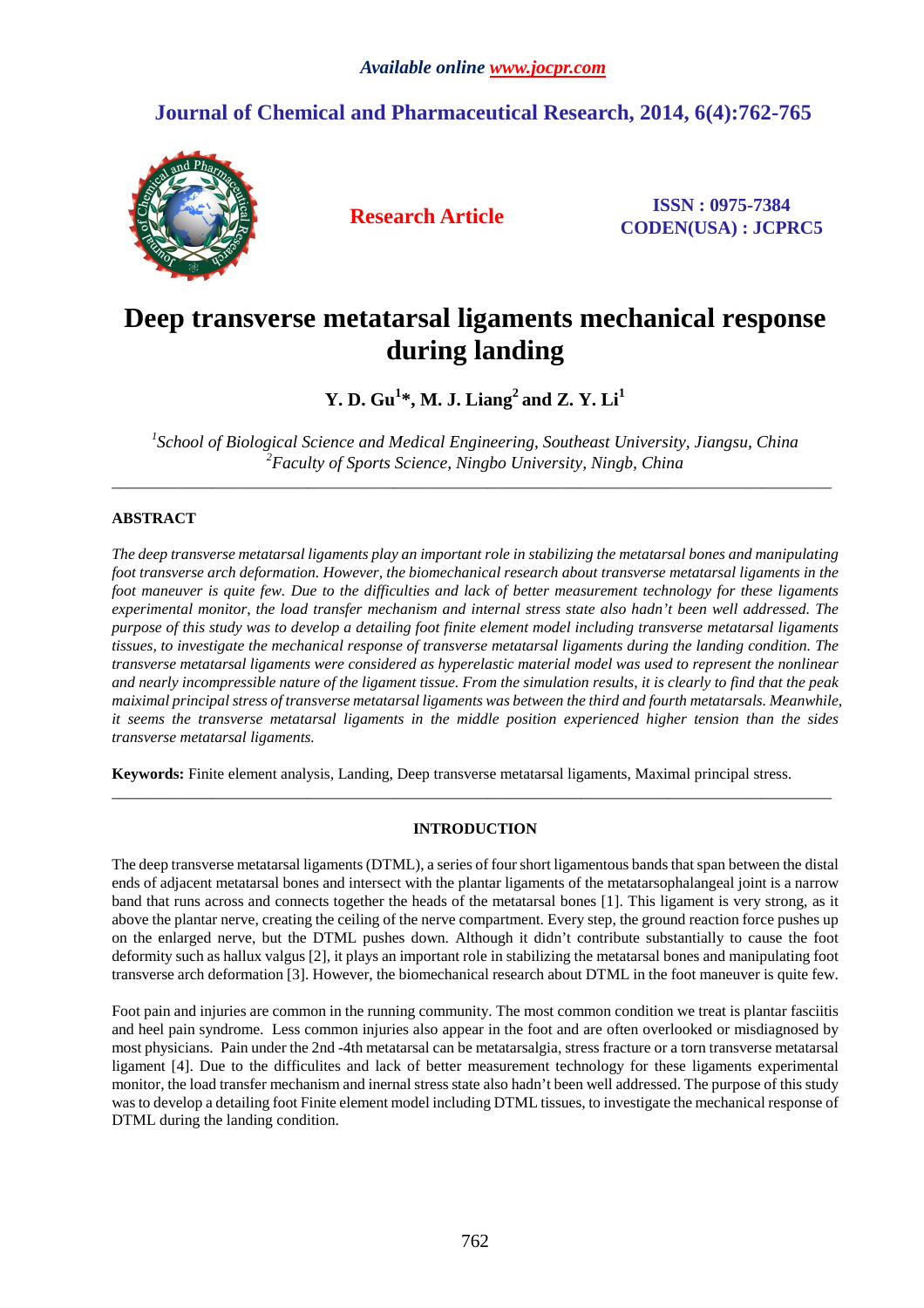*Available online www.jocpr.com*

## Journal of Chemical and Pharmaceutical Research, 2014, 6(4):762-765

**Research Article**

**ISSN : 0975-7384**
**CODEN(USA) : JCPRC5**

# Deep transverse metatarsal ligaments mechanical response during landing

**Y. D. Gu[1]\*, M. J. Liang[2] and Z. Y. Li[1]**

[1]*School of Biological Science and Medical Engineering, Southeast University, Jiangsu, China*
[2]*Faculty of Sports Science, Ningbo University, Ningb, China*

---

## ABSTRACT

*The deep transverse metatarsal ligaments play an important role in stabilizing the metatarsal bones and manipulating foot transverse arch deformation. However, the biomechanical research about transverse metatarsal ligaments in the foot maneuver is quite few. Due to the difficulties and lack of better measurement technology for these ligaments experimental monitor, the load transfer mechanism and internal stress state also hadn't been well addressed. The purpose of this study was to develop a detailing foot finite element model including transverse metatarsal ligaments tissues, to investigate the mechanical response of transverse metatarsal ligaments during the landing condition. The transverse metatarsal ligaments were considered as hyperelastic material model was used to represent the nonlinear and nearly incompressible nature of the ligament tissue. From the simulation results, it is clearly to find that the peak maiximal principal stress of transverse metatarsal ligaments was between the third and fourth metatarsals. Meanwhile, it seems the transverse metatarsal ligaments in the middle position experienced higher tension than the sides transverse metatarsal ligaments.*

**Keywords:** Finite element analysis, Landing, Deep transverse metatarsal ligaments, Maximal principal stress.

---

## INTRODUCTION

The deep transverse metatarsal ligaments (DTML), a series of four short ligamentous bands that span between the distal ends of adjacent metatarsal bones and intersect with the plantar ligaments of the metatarsophalangeal joint is a narrow band that runs across and connects together the heads of the metatarsal bones [1]. This ligament is very strong, as it above the plantar nerve, creating the ceiling of the nerve compartment. Every step, the ground reaction force pushes up on the enlarged nerve, but the DTML pushes down. Although it didn't contribute substantially to cause the foot deformity such as hallux valgus [2], it plays an important role in stabilizing the metatarsal bones and manipulating foot transverse arch deformation [3]. However, the biomechanical research about DTML in the foot maneuver is quite few.

Foot pain and injuries are common in the running community. The most common condition we treat is plantar fasciitis and heel pain syndrome. Less common injuries also appear in the foot and are often overlooked or misdiagnosed by most physicians. Pain under the 2nd -4th metatarsal can be metatarsalgia, stress fracture or a torn transverse metatarsal ligament [4]. Due to the difficulites and lack of better measurement technology for these ligaments experimental monitor, the load transfer mechanism and inernal stress state also hadn't been well addressed. The purpose of this study was to develop a detailing foot Finite element model including DTML tissues, to investigate the mechanical response of DTML during the landing condition.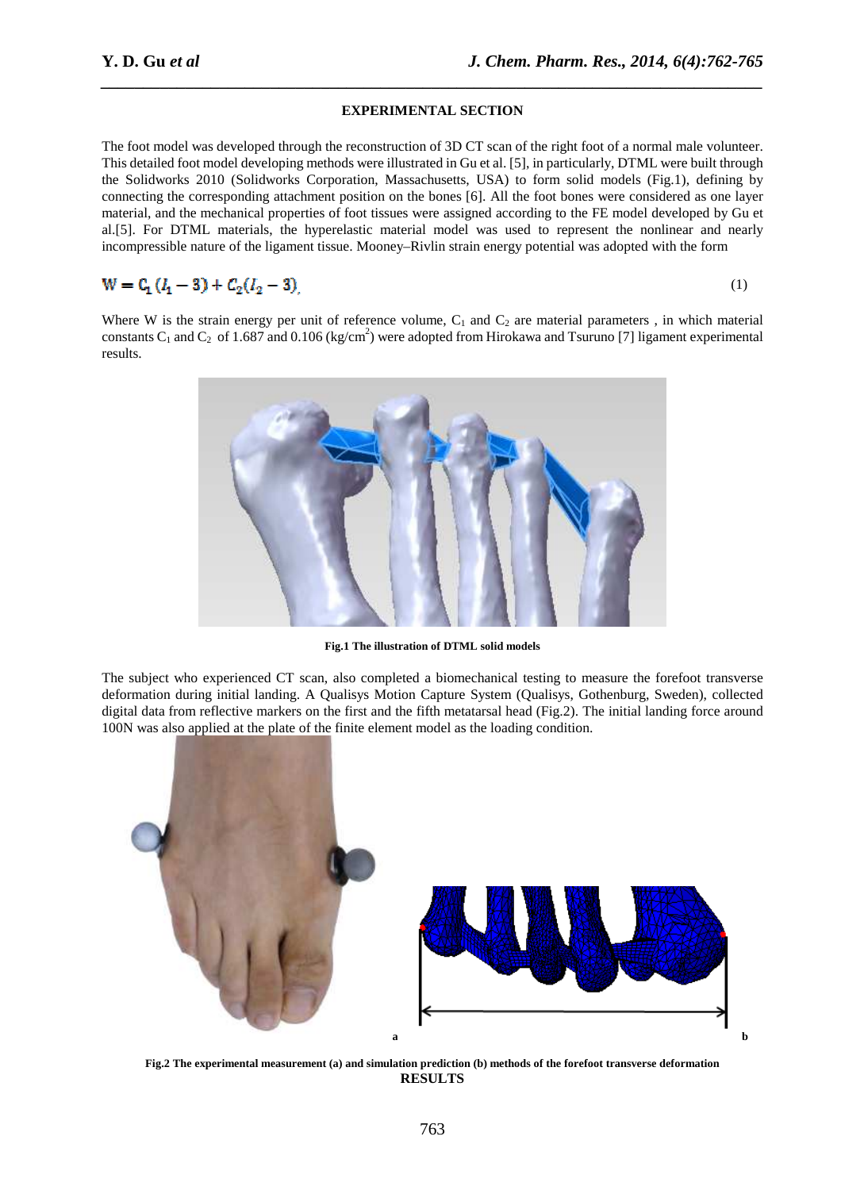## EXPERIMENTAL SECTION

The foot model was developed through the reconstruction of 3D CT scan of the right foot of a normal male volunteer. This detailed foot model developing methods were illustrated in Gu et al. [5], in particularly, DTML were built through the Solidworks 2010 (Solidworks Corporation, Massachusetts, USA) to form solid models (Fig.1), defining by connecting the corresponding attachment position on the bones [6]. All the foot bones were considered as one layer material, and the mechanical properties of foot tissues were assigned according to the FE model developed by Gu et al.[5]. For DTML materials, the hyperelastic material model was used to represent the nonlinear and nearly incompressible nature of the ligament tissue. Mooney–Rivlin strain energy potential was adopted with the form

$$W = C_1 (I_1 - 3) + C_2 (I_2 - 3) \quad (1)$$

Where W is the strain energy per unit of reference volume, $C_1$ and $C_2$ are material parameters , in which material constants $C_1$ and $C_2$ of 1.687 and 0.106 (kg/cm$^2$) were adopted from Hirokawa and Tsuruno [7] ligament experimental results.

**Fig.1 The illustration of DTML solid models**

The subject who experienced CT scan, also completed a biomechanical testing to measure the forefoot transverse deformation during initial landing. A Qualisys Motion Capture System (Qualisys, Gothenburg, Sweden), collected digital data from reflective markers on the first and the fifth metatarsal head (Fig.2). The initial landing force around 100N was also applied at the plate of the finite element model as the loading condition.

**Fig.2 The experimental measurement (a) and simulation prediction (b) methods of the forefoot transverse deformation**

## RESULTS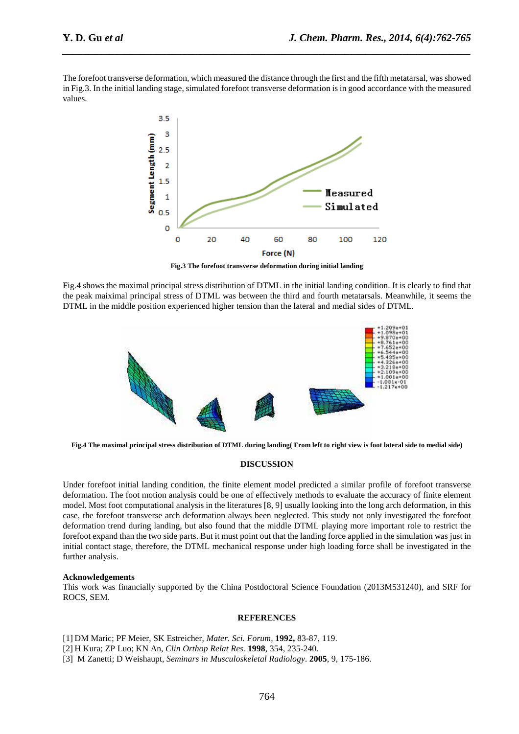The forefoot transverse deformation, which measured the distance through the first and the fifth metatarsal, was showed in Fig.3. In the initial landing stage, simulated forefoot transverse deformation is in good accordance with the measured values.

**Fig.3 The forefoot transverse deformation during initial landing**

Fig.4 shows the maximal principal stress distribution of DTML in the initial landing condition. It is clearly to find that the peak maiximal principal stress of DTML was between the third and fourth metatarsals. Meanwhile, it seems the DTML in the middle position experienced higher tension than the lateral and medial sides of DTML.

**Fig.4 The maximal principal stress distribution of DTML during landing( From left to right view is foot lateral side to medial side)**

## DISCUSSION

Under forefoot initial landing condition, the finite element model predicted a similar profile of forefoot transverse deformation. The foot motion analysis could be one of effectively methods to evaluate the accuracy of finite element model. Most foot computational analysis in the literatures [8, 9] usually looking into the long arch deformation, in this case, the forefoot transverse arch deformation always been neglected. This study not only investigated the forefoot deformation trend during landing, but also found that the middle DTML playing more important role to restrict the forefoot expand than the two side parts. But it must point out that the landing force applied in the simulation was just in initial contact stage, therefore, the DTML mechanical response under high loading force shall be investigated in the further analysis.

**Acknowledgements**

This work was financially supported by the China Postdoctoral Science Foundation (2013M531240), and SRF for ROCS, SEM.

## REFERENCES

[1] DM Maric; PF Meier, SK Estreicher, *Mater. Sci. Forum,* **1992,** 83-87, 119.

[2] H Kura; ZP Luo; KN An, *Clin Orthop Relat Res.* **1998**, 354, 235-240.

[3] M Zanetti; D Weishaupt, *Seminars in Musculoskeletal Radiology*. **2005**, 9, 175-186.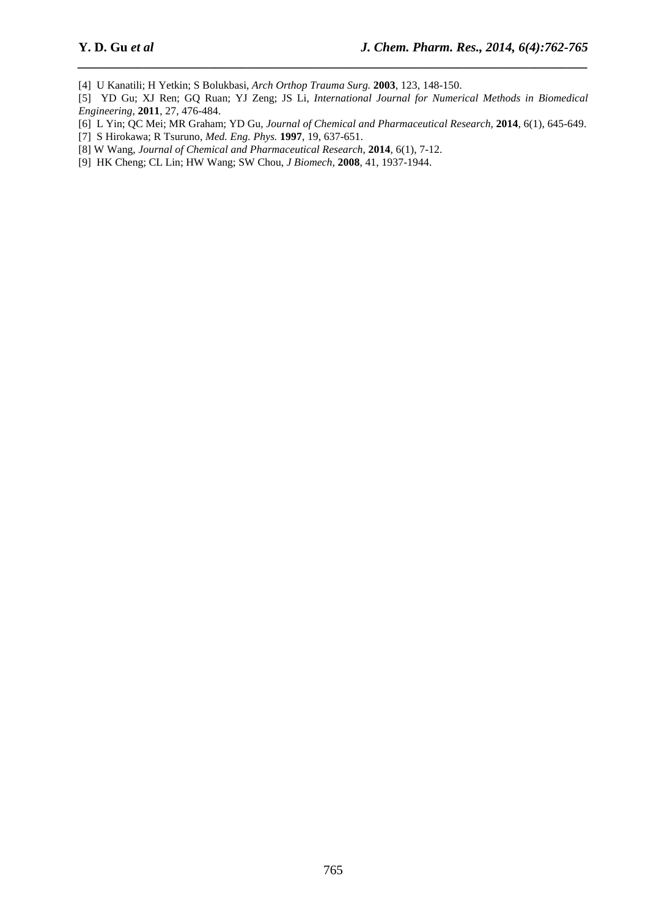[4] U Kanatili; H Yetkin; S Bolukbasi, *Arch Orthop Trauma Surg.* **2003**, 123, 148-150.

[5] YD Gu; XJ Ren; GQ Ruan; YJ Zeng; JS Li, *International Journal for Numerical Methods in Biomedical Engineering*, **2011**, 27, 476-484.

[6] L Yin; QC Mei; MR Graham; YD Gu, *Journal of Chemical and Pharmaceutical Research*, **2014**, 6(1), 645-649.

[7] S Hirokawa; R Tsuruno, *Med. Eng. Phys.* **1997**, 19, 637-651.

[8] W Wang, *Journal of Chemical and Pharmaceutical Research*, **2014**, 6(1), 7-12.

[9] HK Cheng; CL Lin; HW Wang; SW Chou, *J Biomech*, **2008**, 41, 1937-1944.